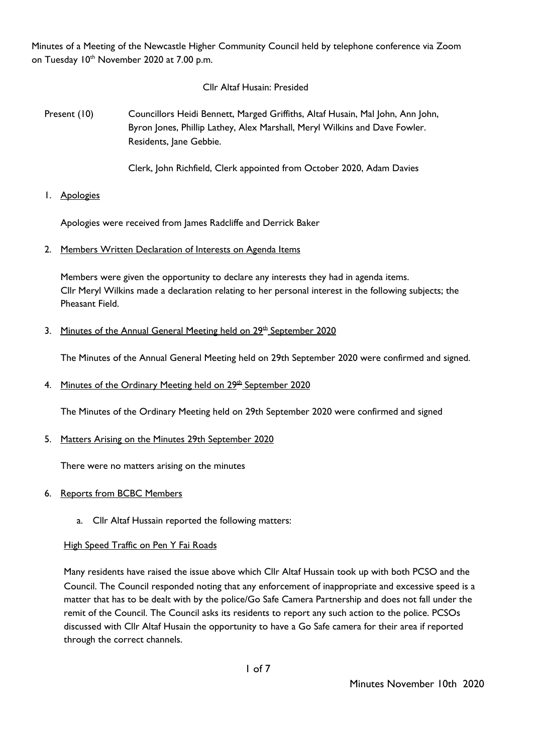Minutes of a Meeting of the Newcastle Higher Community Council held by telephone conference via Zoom on Tuesday 10th November 2020 at 7.00 p.m.

Cllr Altaf Husain: Presided

Present (10) Councillors Heidi Bennett, Marged Griffiths, Altaf Husain, Mal John, Ann John, Byron Jones, Phillip Lathey, Alex Marshall, Meryl Wilkins and Dave Fowler. Residents, Jane Gebbie.

Clerk, John Richfield, Clerk appointed from October 2020, Adam Davies

1. Apologies

Apologies were received from James Radcliffe and Derrick Baker

2. Members Written Declaration of Interests on Agenda Items

Members were given the opportunity to declare any interests they had in agenda items.
Cllr Meryl Wilkins made a declaration relating to her personal interest in the following subjects; the Pheasant Field.

3. Minutes of the Annual General Meeting held on 29th September 2020

The Minutes of the Annual General Meeting held on 29th September 2020 were confirmed and signed.

4. Minutes of the Ordinary Meeting held on 29th September 2020

The Minutes of the Ordinary Meeting held on 29th September 2020 were confirmed and signed

5. Matters Arising on the Minutes 29th September 2020

There were no matters arising on the minutes

6. Reports from BCBC Members

   a. Cllr Altaf Hussain reported the following matters:

High Speed Traffic on Pen Y Fai Roads

Many residents have raised the issue above which Cllr Altaf Hussain took up with both PCSO and the Council. The Council responded noting that any enforcement of inappropriate and excessive speed is a matter that has to be dealt with by the police/Go Safe Camera Partnership and does not fall under the remit of the Council. The Council asks its residents to report any such action to the police. PCSOs discussed with Cllr Altaf Husain the opportunity to have a Go Safe camera for their area if reported through the correct channels.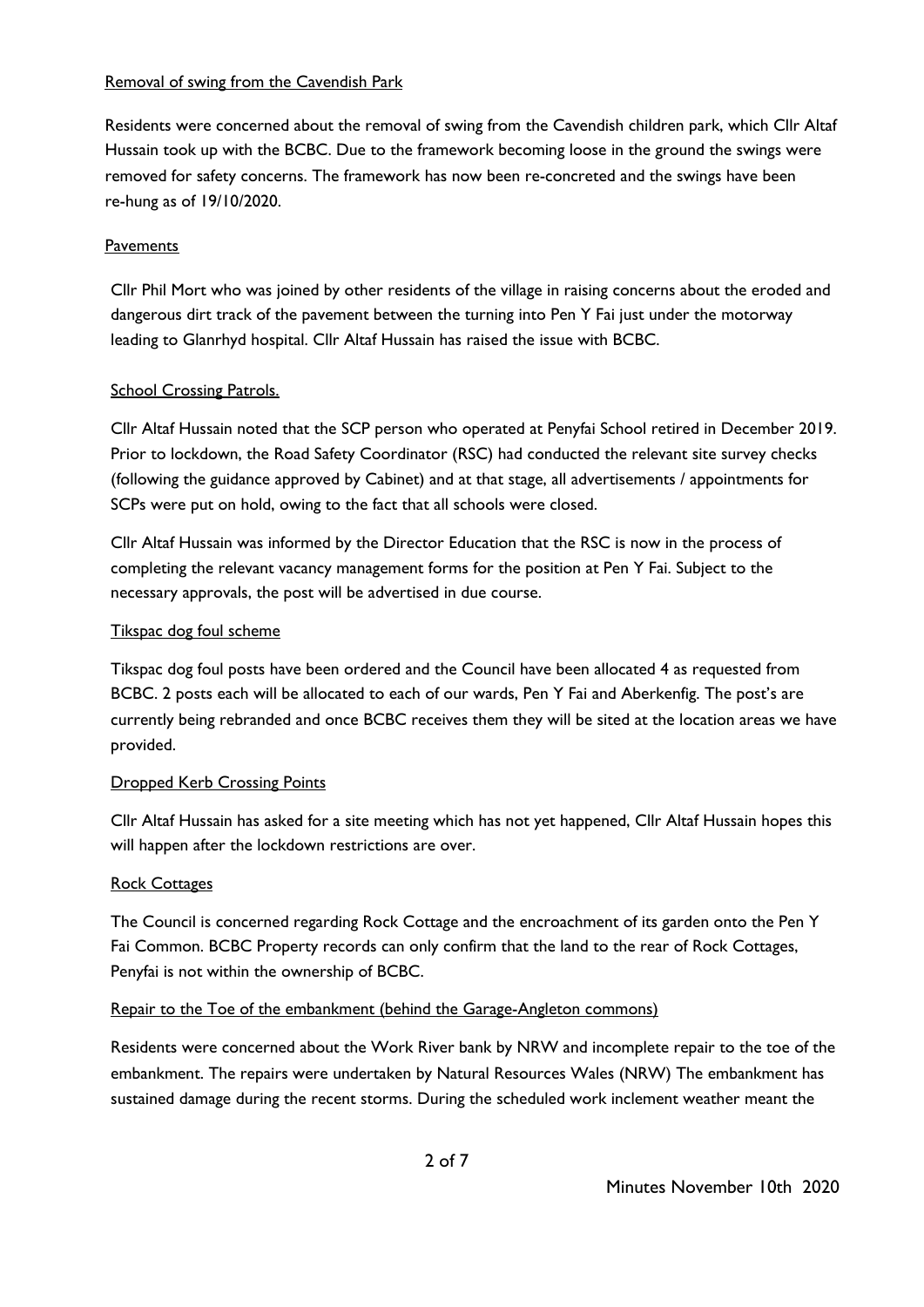Removal of swing from the Cavendish Park

Residents were concerned about the removal of swing from the Cavendish children park, which Cllr Altaf Hussain took up with the BCBC. Due to the framework becoming loose in the ground the swings were removed for safety concerns. The framework has now been re-concreted and the swings have been re-hung as of 19/10/2020.

Pavements

Cllr Phil Mort who was joined by other residents of the village in raising concerns about the eroded and dangerous dirt track of the pavement between the turning into Pen Y Fai just under the motorway leading to Glanrhyd hospital. Cllr Altaf Hussain has raised the issue with BCBC.

School Crossing Patrols.

Cllr Altaf Hussain noted that the SCP person who operated at Penyfai School retired in December 2019. Prior to lockdown, the Road Safety Coordinator (RSC) had conducted the relevant site survey checks (following the guidance approved by Cabinet) and at that stage, all advertisements / appointments for SCPs were put on hold, owing to the fact that all schools were closed.

Cllr Altaf Hussain was informed by the Director Education that the RSC is now in the process of completing the relevant vacancy management forms for the position at Pen Y Fai. Subject to the necessary approvals, the post will be advertised in due course.

Tikspac dog foul scheme

Tikspac dog foul posts have been ordered and the Council have been allocated 4 as requested from BCBC. 2 posts each will be allocated to each of our wards, Pen Y Fai and Aberkenfig. The post's are currently being rebranded and once BCBC receives them they will be sited at the location areas we have provided.

Dropped Kerb Crossing Points

Cllr Altaf Hussain has asked for a site meeting which has not yet happened, Cllr Altaf Hussain hopes this will happen after the lockdown restrictions are over.

Rock Cottages

The Council is concerned regarding Rock Cottage and the encroachment of its garden onto the Pen Y Fai Common. BCBC Property records can only confirm that the land to the rear of Rock Cottages, Penyfai is not within the ownership of BCBC.

Repair to the Toe of the embankment (behind the Garage-Angleton commons)

Residents were concerned about the Work River bank by NRW and incomplete repair to the toe of the embankment. The repairs were undertaken by Natural Resources Wales (NRW) The embankment has sustained damage during the recent storms. During the scheduled work inclement weather meant the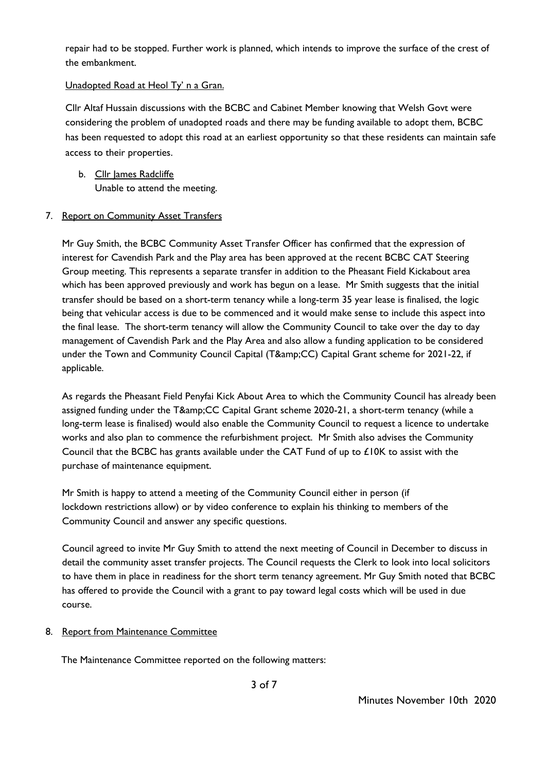repair had to be stopped. Further work is planned, which intends to improve the surface of the crest of the embankment.

Unadopted Road at Heol Ty' n a Gran.

Cllr Altaf Hussain discussions with the BCBC and Cabinet Member knowing that Welsh Govt were considering the problem of unadopted roads and there may be funding available to adopt them, BCBC has been requested to adopt this road at an earliest opportunity so that these residents can maintain safe access to their properties.

b. Cllr James Radcliffe
   Unable to attend the meeting.

7. Report on Community Asset Transfers

Mr Guy Smith, the BCBC Community Asset Transfer Officer has confirmed that the expression of interest for Cavendish Park and the Play area has been approved at the recent BCBC CAT Steering Group meeting. This represents a separate transfer in addition to the Pheasant Field Kickabout area which has been approved previously and work has begun on a lease. Mr Smith suggests that the initial transfer should be based on a short-term tenancy while a long-term 35 year lease is finalised, the logic being that vehicular access is due to be commenced and it would make sense to include this aspect into the final lease. The short-term tenancy will allow the Community Council to take over the day to day management of Cavendish Park and the Play Area and also allow a funding application to be considered under the Town and Community Council Capital (T&amp;CC) Capital Grant scheme for 2021-22, if applicable.

As regards the Pheasant Field Penyfai Kick About Area to which the Community Council has already been assigned funding under the T&amp;CC Capital Grant scheme 2020-21, a short-term tenancy (while a long-term lease is finalised) would also enable the Community Council to request a licence to undertake works and also plan to commence the refurbishment project. Mr Smith also advises the Community Council that the BCBC has grants available under the CAT Fund of up to £10K to assist with the purchase of maintenance equipment.

Mr Smith is happy to attend a meeting of the Community Council either in person (if lockdown restrictions allow) or by video conference to explain his thinking to members of the Community Council and answer any specific questions.

Council agreed to invite Mr Guy Smith to attend the next meeting of Council in December to discuss in detail the community asset transfer projects. The Council requests the Clerk to look into local solicitors to have them in place in readiness for the short term tenancy agreement. Mr Guy Smith noted that BCBC has offered to provide the Council with a grant to pay toward legal costs which will be used in due course.

8. Report from Maintenance Committee

The Maintenance Committee reported on the following matters: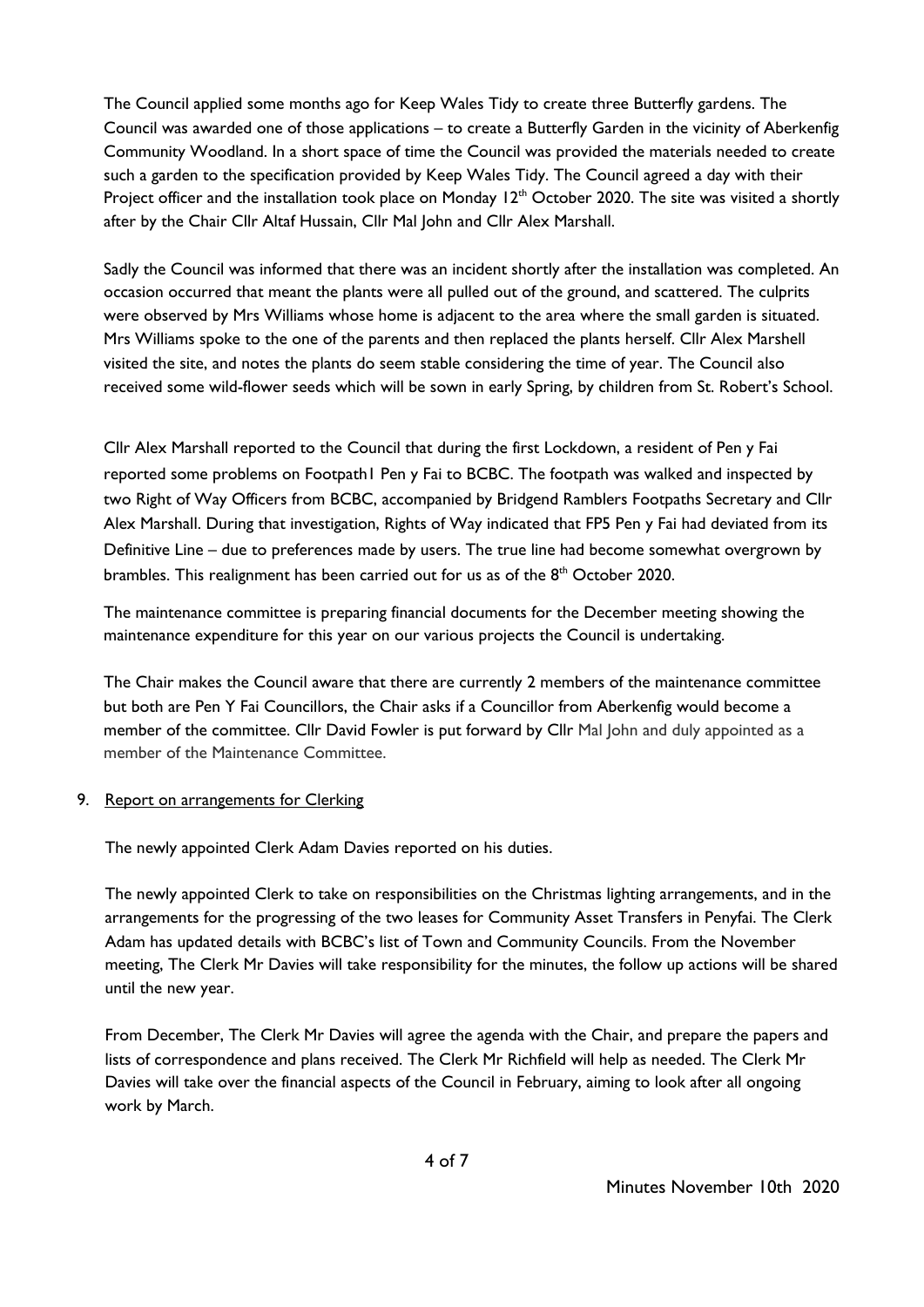The Council applied some months ago for Keep Wales Tidy to create three Butterfly gardens. The Council was awarded one of those applications – to create a Butterfly Garden in the vicinity of Aberkenfig Community Woodland. In a short space of time the Council was provided the materials needed to create such a garden to the specification provided by Keep Wales Tidy. The Council agreed a day with their Project officer and the installation took place on Monday 12th October 2020. The site was visited a shortly after by the Chair Cllr Altaf Hussain, Cllr Mal John and Cllr Alex Marshall.

Sadly the Council was informed that there was an incident shortly after the installation was completed. An occasion occurred that meant the plants were all pulled out of the ground, and scattered. The culprits were observed by Mrs Williams whose home is adjacent to the area where the small garden is situated. Mrs Williams spoke to the one of the parents and then replaced the plants herself. Cllr Alex Marshell visited the site, and notes the plants do seem stable considering the time of year. The Council also received some wild-flower seeds which will be sown in early Spring, by children from St. Robert's School.

Cllr Alex Marshall reported to the Council that during the first Lockdown, a resident of Pen y Fai reported some problems on Footpath1 Pen y Fai to BCBC. The footpath was walked and inspected by two Right of Way Officers from BCBC, accompanied by Bridgend Ramblers Footpaths Secretary and Cllr Alex Marshall. During that investigation, Rights of Way indicated that FP5 Pen y Fai had deviated from its Definitive Line – due to preferences made by users. The true line had become somewhat overgrown by brambles. This realignment has been carried out for us as of the 8th October 2020.

The maintenance committee is preparing financial documents for the December meeting showing the maintenance expenditure for this year on our various projects the Council is undertaking.

The Chair makes the Council aware that there are currently 2 members of the maintenance committee but both are Pen Y Fai Councillors, the Chair asks if a Councillor from Aberkenfig would become a member of the committee. Cllr David Fowler is put forward by Cllr Mal John and duly appointed as a member of the Maintenance Committee.

9. Report on arrangements for Clerking

The newly appointed Clerk Adam Davies reported on his duties.

The newly appointed Clerk to take on responsibilities on the Christmas lighting arrangements, and in the arrangements for the progressing of the two leases for Community Asset Transfers in Penyfai. The Clerk Adam has updated details with BCBC's list of Town and Community Councils. From the November meeting, The Clerk Mr Davies will take responsibility for the minutes, the follow up actions will be shared until the new year.

From December, The Clerk Mr Davies will agree the agenda with the Chair, and prepare the papers and lists of correspondence and plans received. The Clerk Mr Richfield will help as needed. The Clerk Mr Davies will take over the financial aspects of the Council in February, aiming to look after all ongoing work by March.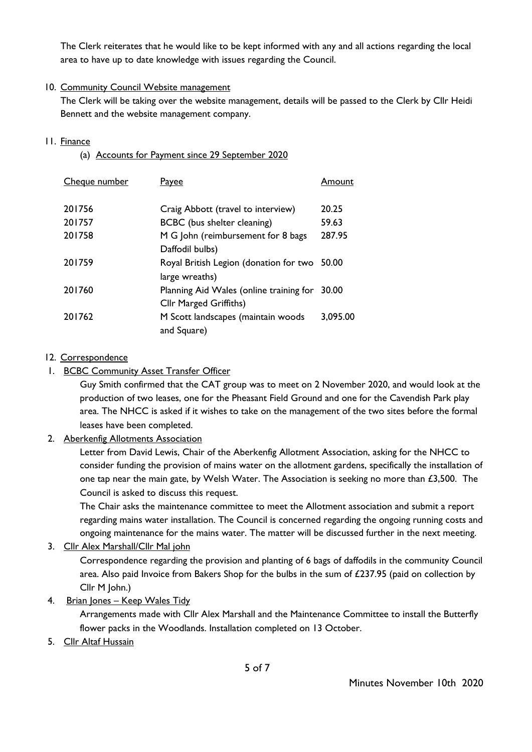The Clerk reiterates that he would like to be kept informed with any and all actions regarding the local area to have up to date knowledge with issues regarding the Council.

10. <u>Community Council Website management</u>

    The Clerk will be taking over the website management, details will be passed to the Clerk by Cllr Heidi Bennett and the website management company.

11. <u>Finance</u>

    (a) <u>Accounts for Payment since 29 September 2020</u>

| Cheque number | Payee | Amount |
|---|---|---|
| 201756 | Craig Abbott (travel to interview) | 20.25 |
| 201757 | BCBC (bus shelter cleaning) | 59.63 |
| 201758 | M G John (reimbursement for 8 bags Daffodil bulbs) | 287.95 |
| 201759 | Royal British Legion (donation for two large wreaths) | 50.00 |
| 201760 | Planning Aid Wales (online training for Cllr Marged Griffiths) | 30.00 |
| 201762 | M Scott landscapes (maintain woods and Square) | 3,095.00 |

12. <u>Correspondence</u>

1. <u>BCBC Community Asset Transfer Officer</u>

   Guy Smith confirmed that the CAT group was to meet on 2 November 2020, and would look at the production of two leases, one for the Pheasant Field Ground and one for the Cavendish Park play area. The NHCC is asked if it wishes to take on the management of the two sites before the formal leases have been completed.

2. <u>Aberkenfig Allotments Association</u>

   Letter from David Lewis, Chair of the Aberkenfig Allotment Association, asking for the NHCC to consider funding the provision of mains water on the allotment gardens, specifically the installation of one tap near the main gate, by Welsh Water. The Association is seeking no more than £3,500. The Council is asked to discuss this request.

   The Chair asks the maintenance committee to meet the Allotment association and submit a report regarding mains water installation. The Council is concerned regarding the ongoing running costs and ongoing maintenance for the mains water. The matter will be discussed further in the next meeting.

3. <u>Cllr Alex Marshall/Cllr Mal john</u>

   Correspondence regarding the provision and planting of 6 bags of daffodils in the community Council area. Also paid Invoice from Bakers Shop for the bulbs in the sum of £237.95 (paid on collection by Cllr M John.)

4. <u>Brian Jones – Keep Wales Tidy</u>

   Arrangements made with Cllr Alex Marshall and the Maintenance Committee to install the Butterfly flower packs in the Woodlands. Installation completed on 13 October.

5. <u>Cllr Altaf Hussain</u>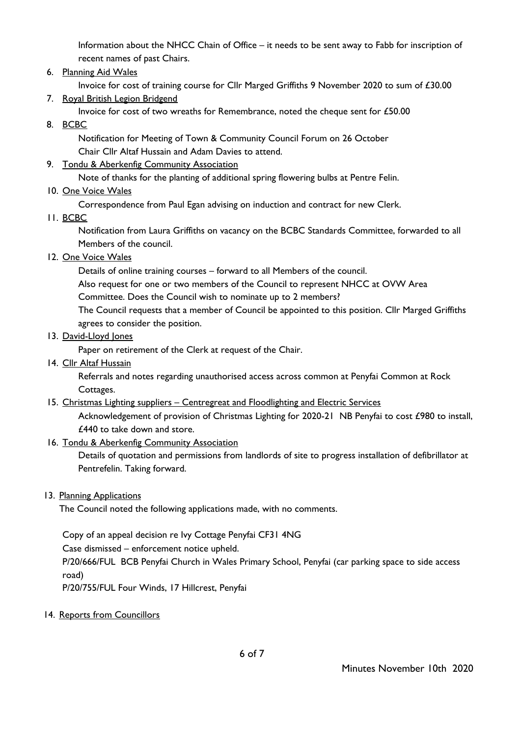Information about the NHCC Chain of Office – it needs to be sent away to Fabb for inscription of recent names of past Chairs.

6. Planning Aid Wales

   Invoice for cost of training course for Cllr Marged Griffiths 9 November 2020 to sum of £30.00

7. Royal British Legion Bridgend

   Invoice for cost of two wreaths for Remembrance, noted the cheque sent for £50.00

8. BCBC

   Notification for Meeting of Town & Community Council Forum on 26 October
   Chair Cllr Altaf Hussain and Adam Davies to attend.

9. Tondu & Aberkenfig Community Association

   Note of thanks for the planting of additional spring flowering bulbs at Pentre Felin.

10. One Voice Wales

    Correspondence from Paul Egan advising on induction and contract for new Clerk.

11. BCBC

    Notification from Laura Griffiths on vacancy on the BCBC Standards Committee, forwarded to all Members of the council.

12. One Voice Wales

    Details of online training courses – forward to all Members of the council.
    Also request for one or two members of the Council to represent NHCC at OVW Area Committee. Does the Council wish to nominate up to 2 members?
    The Council requests that a member of Council be appointed to this position. Cllr Marged Griffiths agrees to consider the position.

13. David-Lloyd Jones

    Paper on retirement of the Clerk at request of the Chair.

14. Cllr Altaf Hussain

    Referrals and notes regarding unauthorised access across common at Penyfai Common at Rock Cottages.

15. Christmas Lighting suppliers – Centregreat and Floodlighting and Electric Services

    Acknowledgement of provision of Christmas Lighting for 2020-21 NB Penyfai to cost £980 to install, £440 to take down and store.

16. Tondu & Aberkenfig Community Association

    Details of quotation and permissions from landlords of site to progress installation of defibrillator at Pentrefelin. Taking forward.

13. Planning Applications

The Council noted the following applications made, with no comments.

Copy of an appeal decision re Ivy Cottage Penyfai CF31 4NG
Case dismissed – enforcement notice upheld.
P/20/666/FUL BCB Penyfai Church in Wales Primary School, Penyfai (car parking space to side access road)
P/20/755/FUL Four Winds, 17 Hillcrest, Penyfai

14. Reports from Councillors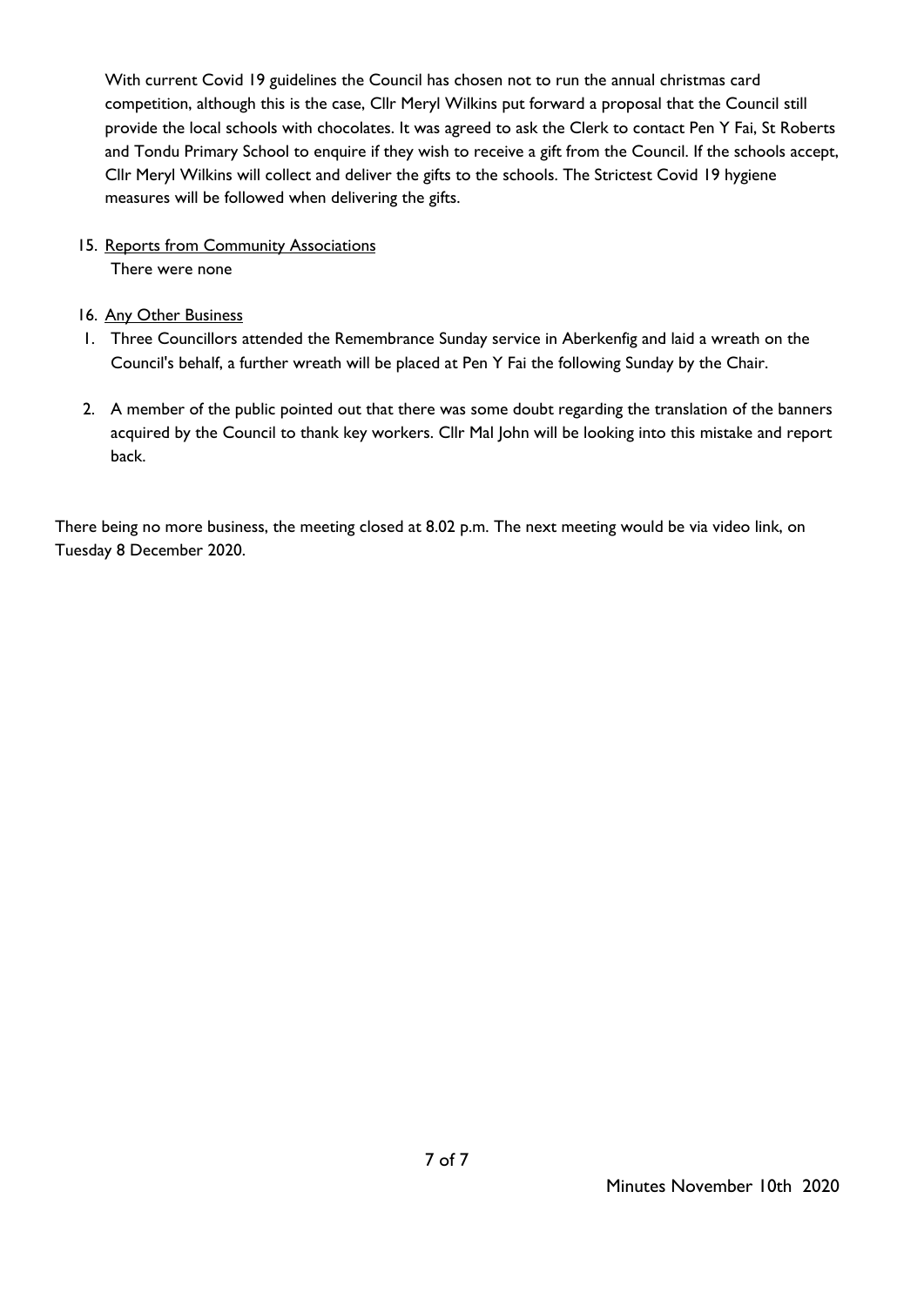With current Covid 19 guidelines the Council has chosen not to run the annual christmas card competition, although this is the case, Cllr Meryl Wilkins put forward a proposal that the Council still provide the local schools with chocolates. It was agreed to ask the Clerk to contact Pen Y Fai, St Roberts and Tondu Primary School to enquire if they wish to receive a gift from the Council. If the schools accept, Cllr Meryl Wilkins will collect and deliver the gifts to the schools. The Strictest Covid 19 hygiene measures will be followed when delivering the gifts.

15. Reports from Community Associations

There were none

16. Any Other Business

1. Three Councillors attended the Remembrance Sunday service in Aberkenfig and laid a wreath on the Council's behalf, a further wreath will be placed at Pen Y Fai the following Sunday by the Chair.
2. A member of the public pointed out that there was some doubt regarding the translation of the banners acquired by the Council to thank key workers. Cllr Mal John will be looking into this mistake and report back.

There being no more business, the meeting closed at 8.02 p.m. The next meeting would be via video link, on Tuesday 8 December 2020.